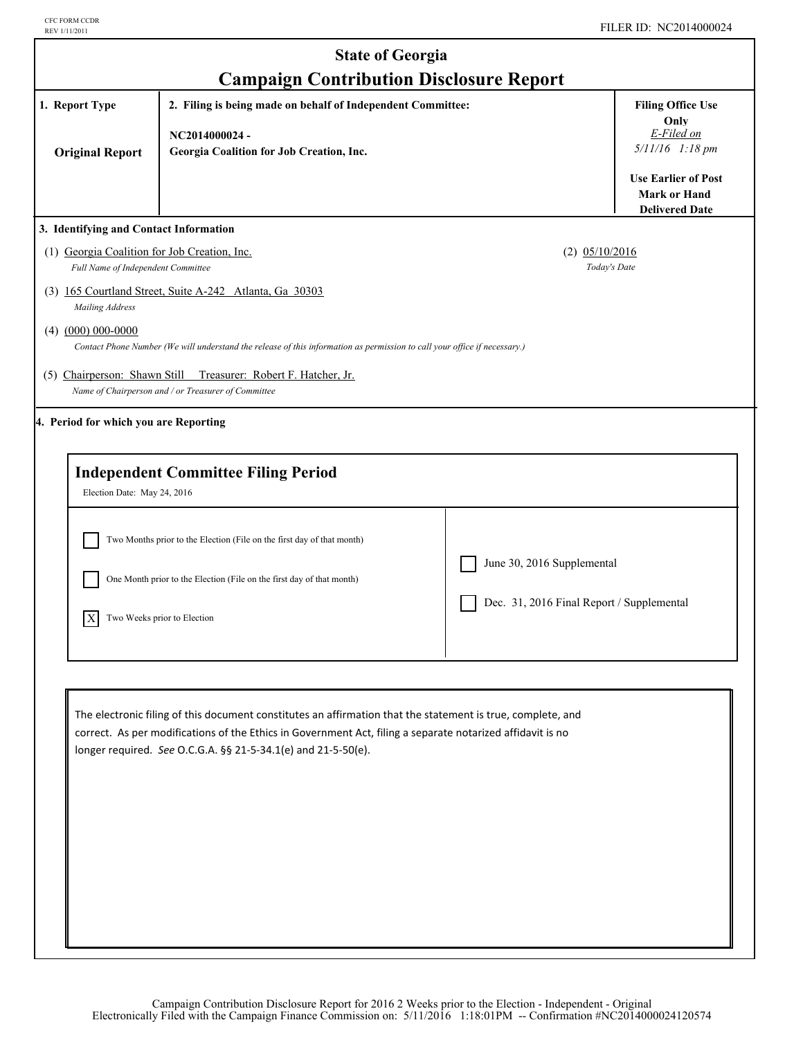CFC FORM CCDR
REV 1/11/2011

FILER ID: NC2014000024

# State of Georgia
## Campaign Contribution Disclosure Report

| 1. Report Type | 2. Filing is being made on behalf of Independent Committee: | Filing Office Use Only |
| --- | --- | --- |
| **Original Report** | **NC2014000024 - Georgia Coalition for Job Creation, Inc.** | *E-Filed on 5/11/16 1:18 pm* **Use Earlier of Post Mark or Hand Delivered Date** |

**3. Identifying and Contact Information**

(1) Georgia Coalition for Job Creation, Inc.
*Full Name of Independent Committee*

(2) 05/10/2016
*Today's Date*

(3) 165 Courtland Street, Suite A-242 Atlanta, Ga 30303
*Mailing Address*

(4) (000) 000-0000
*Contact Phone Number (We will understand the release of this information as permission to call your office if necessary.)*

(5) Chairperson: Shawn Still Treasurer: Robert F. Hatcher, Jr.
*Name of Chairperson and / or Treasurer of Committee*

**4. Period for which you are Reporting**

### Independent Committee Filing Period

Election Date: May 24, 2016

- [ ] Two Months prior to the Election (File on the first day of that month)
- [ ] One Month prior to the Election (File on the first day of that month)
- [X] Two Weeks prior to Election
- [ ] June 30, 2016 Supplemental
- [ ] Dec. 31, 2016 Final Report / Supplemental

The electronic filing of this document constitutes an affirmation that the statement is true, complete, and correct. As per modifications of the Ethics in Government Act, filing a separate notarized affidavit is no longer required. *See* O.C.G.A. §§ 21-5-34.1(e) and 21-5-50(e).

Campaign Contribution Disclosure Report for 2016 2 Weeks prior to the Election - Independent - Original
Electronically Filed with the Campaign Finance Commission on: 5/11/2016 1:18:01PM -- Confirmation #NC2014000024120574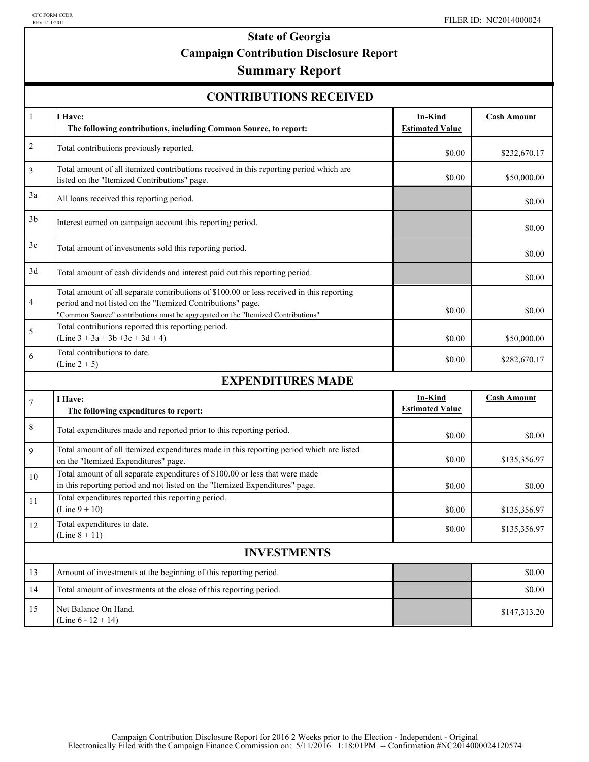CFC FORM CCDR
REV 1/11/2011

FILER ID: NC2014000024

# State of Georgia
## Campaign Contribution Disclosure Report
## Summary Report

### CONTRIBUTIONS RECEIVED

| | | In-Kind Estimated Value | Cash Amount |
|---|---|---|---|
| 1 | **I Have:** **The following contributions, including Common Source, to report:** | | |
| 2 | Total contributions previously reported. | $0.00 | $232,670.17 |
| 3 | Total amount of all itemized contributions received in this reporting period which are listed on the "Itemized Contributions" page. | $0.00 | $50,000.00 |
| 3a | All loans received this reporting period. | | $0.00 |
| 3b | Interest earned on campaign account this reporting period. | | $0.00 |
| 3c | Total amount of investments sold this reporting period. | | $0.00 |
| 3d | Total amount of cash dividends and interest paid out this reporting period. | | $0.00 |
| 4 | Total amount of all separate contributions of $100.00 or less received in this reporting period and not listed on the "Itemized Contributions" page. "Common Source" contributions must be aggregated on the "Itemized Contributions" | $0.00 | $0.00 |
| 5 | Total contributions reported this reporting period. (Line 3 + 3a + 3b +3c + 3d + 4) | $0.00 | $50,000.00 |
| 6 | Total contributions to date. (Line 2 + 5) | $0.00 | $282,670.17 |

### EXPENDITURES MADE

| | | In-Kind Estimated Value | Cash Amount |
|---|---|---|---|
| 7 | **I Have:** **The following expenditures to report:** | | |
| 8 | Total expenditures made and reported prior to this reporting period. | $0.00 | $0.00 |
| 9 | Total amount of all itemized expenditures made in this reporting period which are listed on the "Itemized Expenditures" page. | $0.00 | $135,356.97 |
| 10 | Total amount of all separate expenditures of $100.00 or less that were made in this reporting period and not listed on the "Itemized Expenditures" page. | $0.00 | $0.00 |
| 11 | Total expenditures reported this reporting period. (Line 9 + 10) | $0.00 | $135,356.97 |
| 12 | Total expenditures to date. (Line 8 + 11) | $0.00 | $135,356.97 |

### INVESTMENTS

| | | | |
|---|---|---|---|
| 13 | Amount of investments at the beginning of this reporting period. | | $0.00 |
| 14 | Total amount of investments at the close of this reporting period. | | $0.00 |
| 15 | Net Balance On Hand. (Line 6 - 12 + 14) | | $147,313.20 |

Campaign Contribution Disclosure Report for 2016 2 Weeks prior to the Election - Independent - Original
Electronically Filed with the Campaign Finance Commission on: 5/11/2016 1:18:01PM -- Confirmation #NC2014000024120574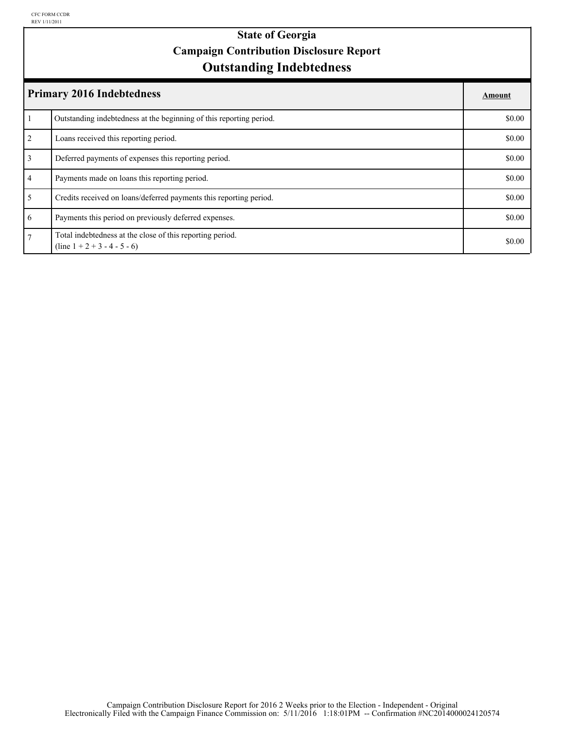CFC FORM CCDR
REV 1/11/2011

# State of Georgia
## Campaign Contribution Disclosure Report
## Outstanding Indebtedness

| Primary 2016 Indebtedness | | Amount |
|---|---|---|
| 1 | Outstanding indebtedness at the beginning of this reporting period. | $0.00 |
| 2 | Loans received this reporting period. | $0.00 |
| 3 | Deferred payments of expenses this reporting period. | $0.00 |
| 4 | Payments made on loans this reporting period. | $0.00 |
| 5 | Credits received on loans/deferred payments this reporting period. | $0.00 |
| 6 | Payments this period on previously deferred expenses. | $0.00 |
| 7 | Total indebtedness at the close of this reporting period. (line 1 + 2 + 3 - 4 - 5 - 6) | $0.00 |

Campaign Contribution Disclosure Report for 2016 2 Weeks prior to the Election - Independent - Original
Electronically Filed with the Campaign Finance Commission on: 5/11/2016 1:18:01PM -- Confirmation #NC2014000024120574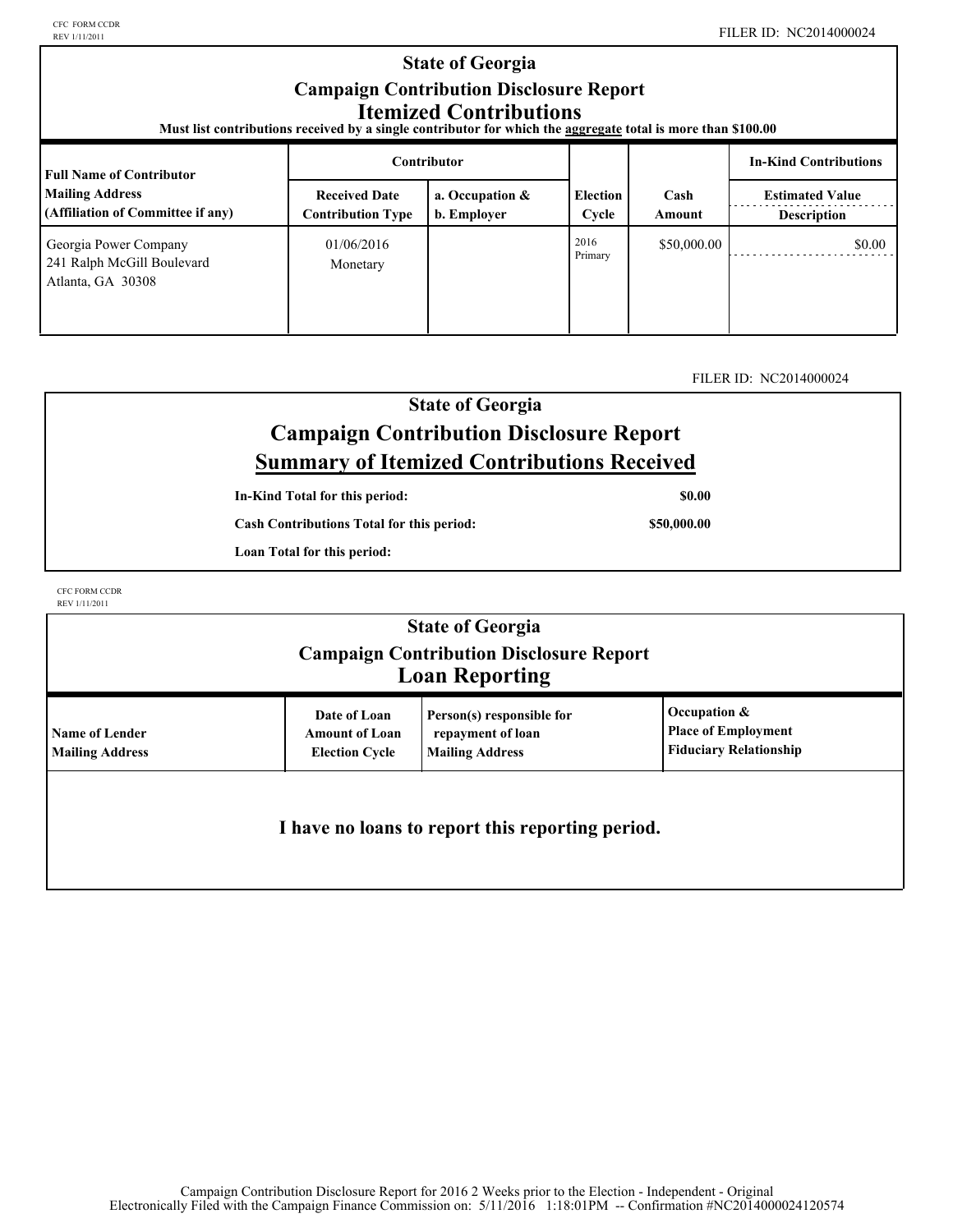CFC FORM CCDR
REV 1/11/2011

FILER ID: NC2014000024

# State of Georgia

## Campaign Contribution Disclosure Report

## Itemized Contributions

**Must list contributions received by a single contributor for which the aggregate total is more than $100.00**

| Full Name of Contributor<br>Mailing Address<br>(Affiliation of Committee if any) | Contributor<br>Received Date<br>Contribution Type | a. Occupation &<br>b. Employer | Election Cycle | Cash Amount | In-Kind Contributions<br>Estimated Value<br>Description |
|---|---|---|---|---|---|
| Georgia Power Company<br>241 Ralph McGill Boulevard<br>Atlanta, GA 30308 | 01/06/2016<br>Monetary | | 2016 Primary | $50,000.00 | $0.00 |

FILER ID: NC2014000024

# State of Georgia

## Campaign Contribution Disclosure Report

## Summary of Itemized Contributions Received

| | |
|---|---|
| **In-Kind Total for this period:** | **$0.00** |
| **Cash Contributions Total for this period:** | **$50,000.00** |
| **Loan Total for this period:** | |

CFC FORM CCDR
REV 1/11/2011

# State of Georgia

## Campaign Contribution Disclosure Report

## Loan Reporting

| Name of Lender<br>Mailing Address | Date of Loan<br>Amount of Loan<br>Election Cycle | Person(s) responsible for repayment of loan<br>Mailing Address | Occupation &<br>Place of Employment<br>Fiduciary Relationship |
|---|---|---|---|

**I have no loans to report this reporting period.**

Campaign Contribution Disclosure Report for 2016 2 Weeks prior to the Election - Independent - Original
Electronically Filed with the Campaign Finance Commission on: 5/11/2016 1:18:01PM -- Confirmation #NC2014000024120574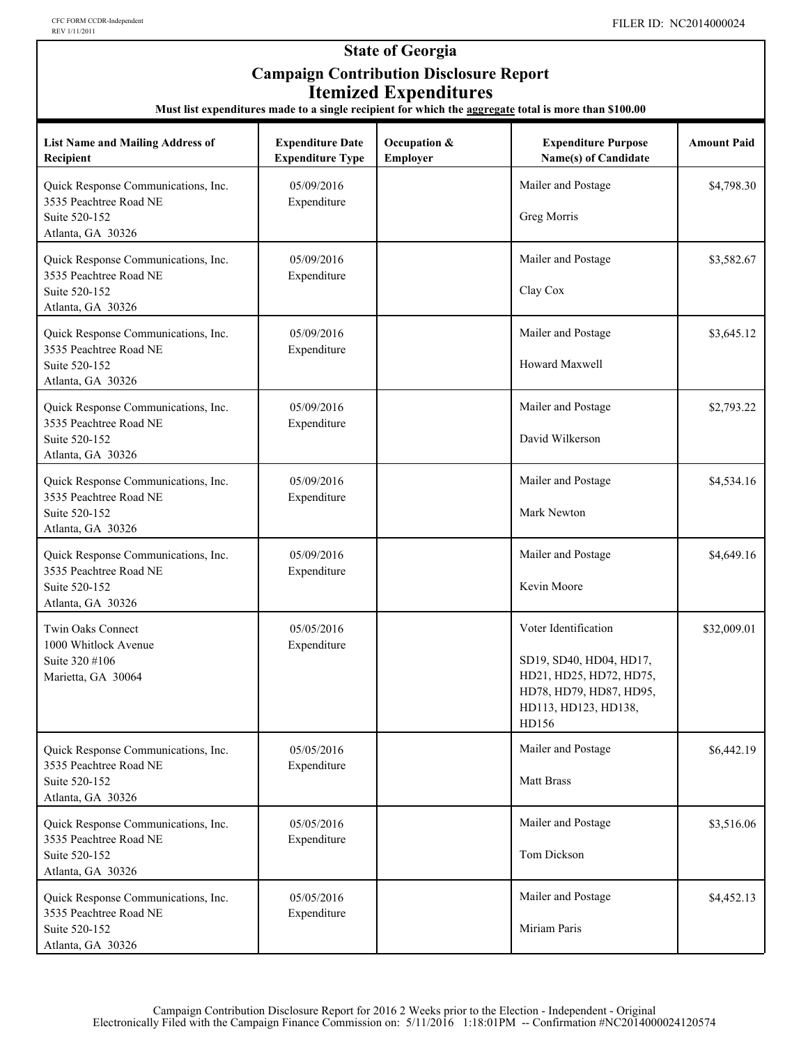# State of Georgia

## Campaign Contribution Disclosure Report

## Itemized Expenditures

**Must list expenditures made to a single recipient for which the aggregate total is more than $100.00**

| List Name and Mailing Address of Recipient | Expenditure Date Expenditure Type | Occupation & Employer | Expenditure Purpose Name(s) of Candidate | Amount Paid |
|---|---|---|---|---|
| Quick Response Communications, Inc. 3535 Peachtree Road NE Suite 520-152 Atlanta, GA 30326 | 05/09/2016 Expenditure | | Mailer and Postage Greg Morris | $4,798.30 |
| Quick Response Communications, Inc. 3535 Peachtree Road NE Suite 520-152 Atlanta, GA 30326 | 05/09/2016 Expenditure | | Mailer and Postage Clay Cox | $3,582.67 |
| Quick Response Communications, Inc. 3535 Peachtree Road NE Suite 520-152 Atlanta, GA 30326 | 05/09/2016 Expenditure | | Mailer and Postage Howard Maxwell | $3,645.12 |
| Quick Response Communications, Inc. 3535 Peachtree Road NE Suite 520-152 Atlanta, GA 30326 | 05/09/2016 Expenditure | | Mailer and Postage David Wilkerson | $2,793.22 |
| Quick Response Communications, Inc. 3535 Peachtree Road NE Suite 520-152 Atlanta, GA 30326 | 05/09/2016 Expenditure | | Mailer and Postage Mark Newton | $4,534.16 |
| Quick Response Communications, Inc. 3535 Peachtree Road NE Suite 520-152 Atlanta, GA 30326 | 05/09/2016 Expenditure | | Mailer and Postage Kevin Moore | $4,649.16 |
| Twin Oaks Connect 1000 Whitlock Avenue Suite 320 #106 Marietta, GA 30064 | 05/05/2016 Expenditure | | Voter Identification SD19, SD40, HD04, HD17, HD21, HD25, HD72, HD75, HD78, HD79, HD87, HD95, HD113, HD123, HD138, HD156 | $32,009.01 |
| Quick Response Communications, Inc. 3535 Peachtree Road NE Suite 520-152 Atlanta, GA 30326 | 05/05/2016 Expenditure | | Mailer and Postage Matt Brass | $6,442.19 |
| Quick Response Communications, Inc. 3535 Peachtree Road NE Suite 520-152 Atlanta, GA 30326 | 05/05/2016 Expenditure | | Mailer and Postage Tom Dickson | $3,516.06 |
| Quick Response Communications, Inc. 3535 Peachtree Road NE Suite 520-152 Atlanta, GA 30326 | 05/05/2016 Expenditure | | Mailer and Postage Miriam Paris | $4,452.13 |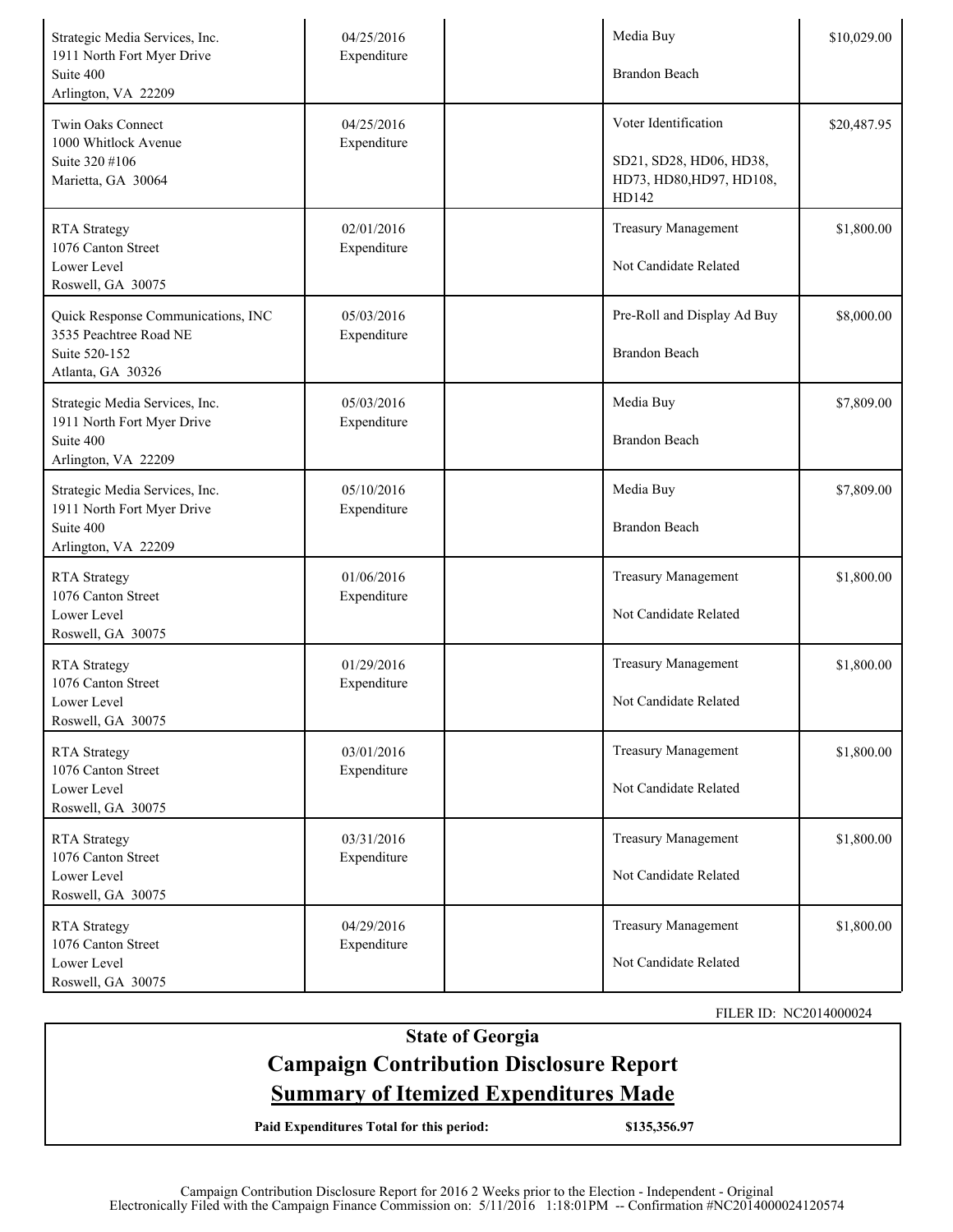| | | | | |
|---|---|---|---|---|
| Strategic Media Services, Inc.<br>1911 North Fort Myer Drive<br>Suite 400<br>Arlington, VA 22209 | 04/25/2016<br>Expenditure | | Media Buy<br><br>Brandon Beach | $10,029.00 |
| Twin Oaks Connect<br>1000 Whitlock Avenue<br>Suite 320 #106<br>Marietta, GA 30064 | 04/25/2016<br>Expenditure | | Voter Identification<br><br>SD21, SD28, HD06, HD38, HD73, HD80,HD97, HD108, HD142 | $20,487.95 |
| RTA Strategy<br>1076 Canton Street<br>Lower Level<br>Roswell, GA 30075 | 02/01/2016<br>Expenditure | | Treasury Management<br><br>Not Candidate Related | $1,800.00 |
| Quick Response Communications, INC<br>3535 Peachtree Road NE<br>Suite 520-152<br>Atlanta, GA 30326 | 05/03/2016<br>Expenditure | | Pre-Roll and Display Ad Buy<br><br>Brandon Beach | $8,000.00 |
| Strategic Media Services, Inc.<br>1911 North Fort Myer Drive<br>Suite 400<br>Arlington, VA 22209 | 05/03/2016<br>Expenditure | | Media Buy<br><br>Brandon Beach | $7,809.00 |
| Strategic Media Services, Inc.<br>1911 North Fort Myer Drive<br>Suite 400<br>Arlington, VA 22209 | 05/10/2016<br>Expenditure | | Media Buy<br><br>Brandon Beach | $7,809.00 |
| RTA Strategy<br>1076 Canton Street<br>Lower Level<br>Roswell, GA 30075 | 01/06/2016<br>Expenditure | | Treasury Management<br><br>Not Candidate Related | $1,800.00 |
| RTA Strategy<br>1076 Canton Street<br>Lower Level<br>Roswell, GA 30075 | 01/29/2016<br>Expenditure | | Treasury Management<br><br>Not Candidate Related | $1,800.00 |
| RTA Strategy<br>1076 Canton Street<br>Lower Level<br>Roswell, GA 30075 | 03/01/2016<br>Expenditure | | Treasury Management<br><br>Not Candidate Related | $1,800.00 |
| RTA Strategy<br>1076 Canton Street<br>Lower Level<br>Roswell, GA 30075 | 03/31/2016<br>Expenditure | | Treasury Management<br><br>Not Candidate Related | $1,800.00 |
| RTA Strategy<br>1076 Canton Street<br>Lower Level<br>Roswell, GA 30075 | 04/29/2016<br>Expenditure | | Treasury Management<br><br>Not Candidate Related | $1,800.00 |

FILER ID: NC2014000024

**State of Georgia**

## Campaign Contribution Disclosure Report

## Summary of Itemized Expenditures Made

**Paid Expenditures Total for this period:** **$135,356.97**

Campaign Contribution Disclosure Report for 2016 2 Weeks prior to the Election - Independent - Original
Electronically Filed with the Campaign Finance Commission on: 5/11/2016 1:18:01PM -- Confirmation #NC2014000024120574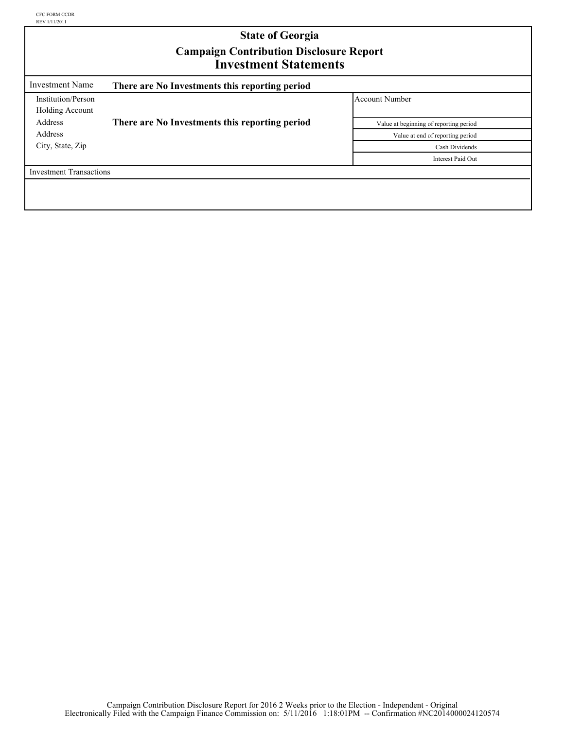CFC FORM CCDR
REV 1/11/2011

# State of Georgia
## Campaign Contribution Disclosure Report
## Investment Statements

| | | |
|---|---|---|
| Investment Name | **There are No Investments this reporting period** | |
| Institution/Person Holding Account | | Account Number |
| Address | **There are No Investments this reporting period** | Value at beginning of reporting period |
| Address | | Value at end of reporting period |
| City, State, Zip | | Cash Dividends |
| | | Interest Paid Out |
| Investment Transactions | | |

Campaign Contribution Disclosure Report for 2016 2 Weeks prior to the Election - Independent - Original
Electronically Filed with the Campaign Finance Commission on: 5/11/2016 1:18:01PM -- Confirmation #NC2014000024120574